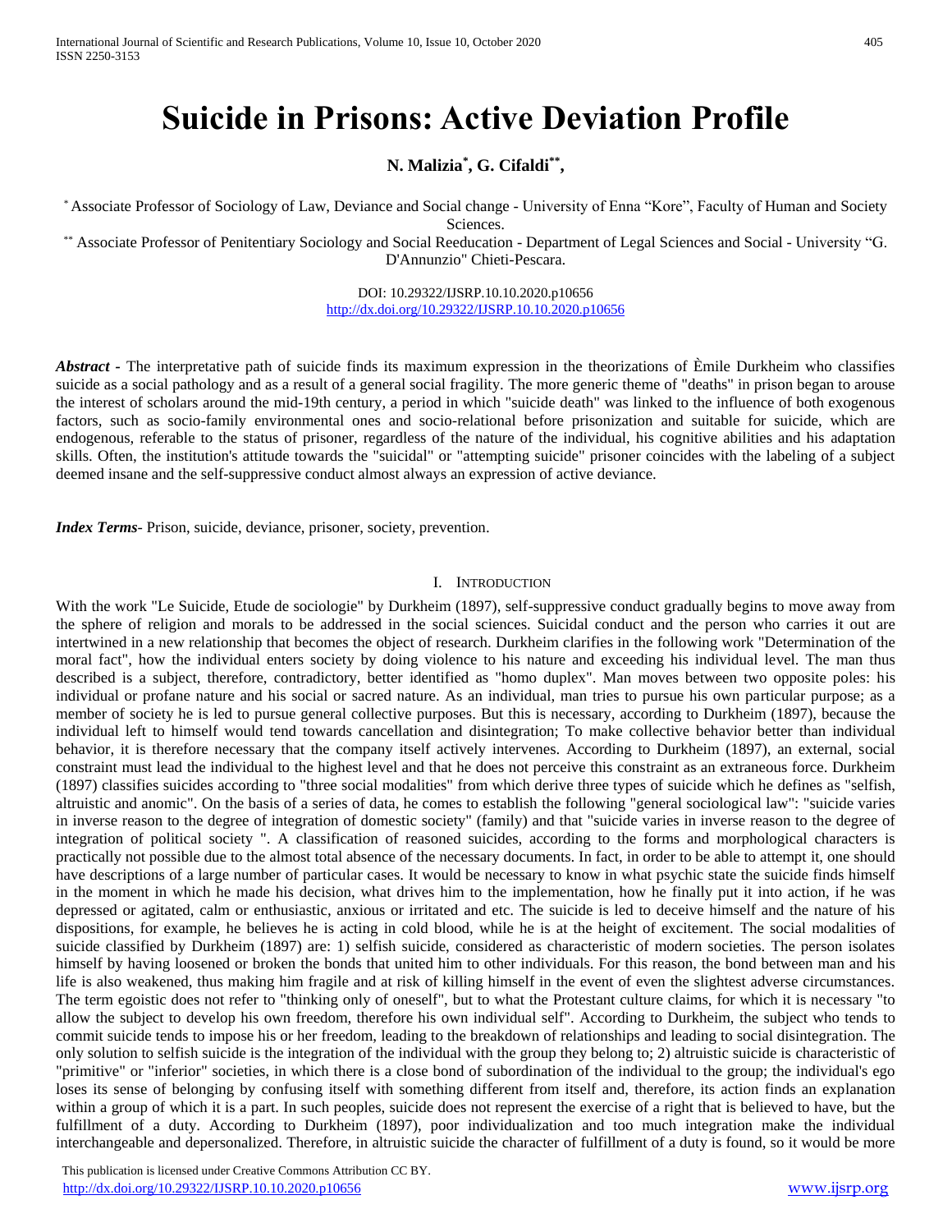# Suicide in Prisons: Active Deviation Profile

**N. Malizia[*], G. Cifaldi[**],**

[*] Associate Professor of Sociology of Law, Deviance and Social change - University of Enna "Kore", Faculty of Human and Society Sciences.

[**] Associate Professor of Penitentiary Sociology and Social Reeducation - Department of Legal Sciences and Social - University "G. D'Annunzio" Chieti-Pescara.

DOI: 10.29322/IJSRP.10.10.2020.p10656
http://dx.doi.org/10.29322/IJSRP.10.10.2020.p10656

***Abstract*** - The interpretative path of suicide finds its maximum expression in the theorizations of Èmile Durkheim who classifies suicide as a social pathology and as a result of a general social fragility. The more generic theme of "deaths" in prison began to arouse the interest of scholars around the mid-19th century, a period in which "suicide death" was linked to the influence of both exogenous factors, such as socio-family environmental ones and socio-relational before prisonization and suitable for suicide, which are endogenous, referable to the status of prisoner, regardless of the nature of the individual, his cognitive abilities and his adaptation skills. Often, the institution's attitude towards the "suicidal" or "attempting suicide" prisoner coincides with the labeling of a subject deemed insane and the self-suppressive conduct almost always an expression of active deviance.

***Index Terms***- Prison, suicide, deviance, prisoner, society, prevention.

## I. Introduction

With the work "Le Suicide, Etude de sociologie" by Durkheim (1897), self-suppressive conduct gradually begins to move away from the sphere of religion and morals to be addressed in the social sciences. Suicidal conduct and the person who carries it out are intertwined in a new relationship that becomes the object of research. Durkheim clarifies in the following work "Determination of the moral fact", how the individual enters society by doing violence to his nature and exceeding his individual level. The man thus described is a subject, therefore, contradictory, better identified as "homo duplex". Man moves between two opposite poles: his individual or profane nature and his social or sacred nature. As an individual, man tries to pursue his own particular purpose; as a member of society he is led to pursue general collective purposes. But this is necessary, according to Durkheim (1897), because the individual left to himself would tend towards cancellation and disintegration; To make collective behavior better than individual behavior, it is therefore necessary that the company itself actively intervenes. According to Durkheim (1897), an external, social constraint must lead the individual to the highest level and that he does not perceive this constraint as an extraneous force. Durkheim (1897) classifies suicides according to "three social modalities" from which derive three types of suicide which he defines as "selfish, altruistic and anomic". On the basis of a series of data, he comes to establish the following "general sociological law": "suicide varies in inverse reason to the degree of integration of domestic society" (family) and that "suicide varies in inverse reason to the degree of integration of political society ". A classification of reasoned suicides, according to the forms and morphological characters is practically not possible due to the almost total absence of the necessary documents. In fact, in order to be able to attempt it, one should have descriptions of a large number of particular cases. It would be necessary to know in what psychic state the suicide finds himself in the moment in which he made his decision, what drives him to the implementation, how he finally put it into action, if he was depressed or agitated, calm or enthusiastic, anxious or irritated and etc. The suicide is led to deceive himself and the nature of his dispositions, for example, he believes he is acting in cold blood, while he is at the height of excitement. The social modalities of suicide classified by Durkheim (1897) are: 1) selfish suicide, considered as characteristic of modern societies. The person isolates himself by having loosened or broken the bonds that united him to other individuals. For this reason, the bond between man and his life is also weakened, thus making him fragile and at risk of killing himself in the event of even the slightest adverse circumstances. The term egoistic does not refer to "thinking only of oneself", but to what the Protestant culture claims, for which it is necessary "to allow the subject to develop his own freedom, therefore his own individual self". According to Durkheim, the subject who tends to commit suicide tends to impose his or her freedom, leading to the breakdown of relationships and leading to social disintegration. The only solution to selfish suicide is the integration of the individual with the group they belong to; 2) altruistic suicide is characteristic of "primitive" or "inferior" societies, in which there is a close bond of subordination of the individual to the group; the individual's ego loses its sense of belonging by confusing itself with something different from itself and, therefore, its action finds an explanation within a group of which it is a part. In such peoples, suicide does not represent the exercise of a right that is believed to have, but the fulfillment of a duty. According to Durkheim (1897), poor individualization and too much integration make the individual interchangeable and depersonalized. Therefore, in altruistic suicide the character of fulfillment of a duty is found, so it would be more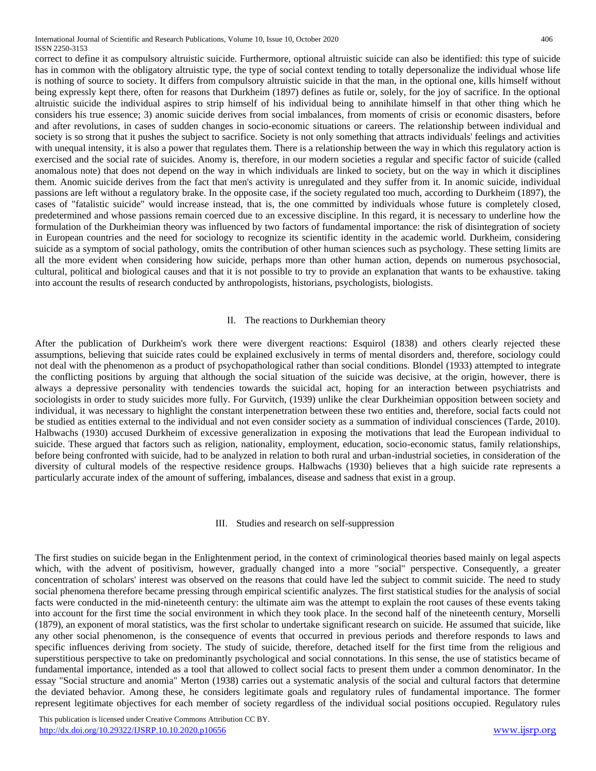correct to define it as compulsory altruistic suicide. Furthermore, optional altruistic suicide can also be identified: this type of suicide has in common with the obligatory altruistic type, the type of social context tending to totally depersonalize the individual whose life is nothing of source to society. It differs from compulsory altruistic suicide in that the man, in the optional one, kills himself without being expressly kept there, often for reasons that Durkheim (1897) defines as futile or, solely, for the joy of sacrifice. In the optional altruistic suicide the individual aspires to strip himself of his individual being to annihilate himself in that other thing which he considers his true essence; 3) anomic suicide derives from social imbalances, from moments of crisis or economic disasters, before and after revolutions, in cases of sudden changes in socio-economic situations or careers. The relationship between individual and society is so strong that it pushes the subject to sacrifice. Society is not only something that attracts individuals' feelings and activities with unequal intensity, it is also a power that regulates them. There is a relationship between the way in which this regulatory action is exercised and the social rate of suicides. Anomy is, therefore, in our modern societies a regular and specific factor of suicide (called anomalous note) that does not depend on the way in which individuals are linked to society, but on the way in which it disciplines them. Anomic suicide derives from the fact that men's activity is unregulated and they suffer from it. In anomic suicide, individual passions are left without a regulatory brake. In the opposite case, if the society regulated too much, according to Durkheim (1897), the cases of "fatalistic suicide" would increase instead, that is, the one committed by individuals whose future is completely closed, predetermined and whose passions remain coerced due to an excessive discipline. In this regard, it is necessary to underline how the formulation of the Durkheimian theory was influenced by two factors of fundamental importance: the risk of disintegration of society in European countries and the need for sociology to recognize its scientific identity in the academic world. Durkheim, considering suicide as a symptom of social pathology, omits the contribution of other human sciences such as psychology. These setting limits are all the more evident when considering how suicide, perhaps more than other human action, depends on numerous psychosocial, cultural, political and biological causes and that it is not possible to try to provide an explanation that wants to be exhaustive. taking into account the results of research conducted by anthropologists, historians, psychologists, biologists.

## II. The reactions to Durkhemian theory

After the publication of Durkheim's work there were divergent reactions: Esquirol (1838) and others clearly rejected these assumptions, believing that suicide rates could be explained exclusively in terms of mental disorders and, therefore, sociology could not deal with the phenomenon as a product of psychopathological rather than social conditions. Blondel (1933) attempted to integrate the conflicting positions by arguing that although the social situation of the suicide was decisive, at the origin, however, there is always a depressive personality with tendencies towards the suicidal act, hoping for an interaction between psychiatrists and sociologists in order to study suicides more fully. For Gurvitch, (1939) unlike the clear Durkheimian opposition between society and individual, it was necessary to highlight the constant interpenetration between these two entities and, therefore, social facts could not be studied as entities external to the individual and not even consider society as a summation of individual consciences (Tarde, 2010). Halbwachs (1930) accused Durkheim of excessive generalization in exposing the motivations that lead the European individual to suicide. These argued that factors such as religion, nationality, employment, education, socio-economic status, family relationships, before being confronted with suicide, had to be analyzed in relation to both rural and urban-industrial societies, in consideration of the diversity of cultural models of the respective residence groups. Halbwachs (1930) believes that a high suicide rate represents a particularly accurate index of the amount of suffering, imbalances, disease and sadness that exist in a group.

## III. Studies and research on self-suppression

The first studies on suicide began in the Enlightenment period, in the context of criminological theories based mainly on legal aspects which, with the advent of positivism, however, gradually changed into a more "social" perspective. Consequently, a greater concentration of scholars' interest was observed on the reasons that could have led the subject to commit suicide. The need to study social phenomena therefore became pressing through empirical scientific analyzes. The first statistical studies for the analysis of social facts were conducted in the mid-nineteenth century: the ultimate aim was the attempt to explain the root causes of these events taking into account for the first time the social environment in which they took place. In the second half of the nineteenth century, Morselli (1879), an exponent of moral statistics, was the first scholar to undertake significant research on suicide. He assumed that suicide, like any other social phenomenon, is the consequence of events that occurred in previous periods and therefore responds to laws and specific influences deriving from society. The study of suicide, therefore, detached itself for the first time from the religious and superstitious perspective to take on predominantly psychological and social connotations. In this sense, the use of statistics became of fundamental importance, intended as a tool that allowed to collect social facts to present them under a common denominator. In the essay "Social structure and anomia" Merton (1938) carries out a systematic analysis of the social and cultural factors that determine the deviated behavior. Among these, he considers legitimate goals and regulatory rules of fundamental importance. The former represent legitimate objectives for each member of society regardless of the individual social positions occupied. Regulatory rules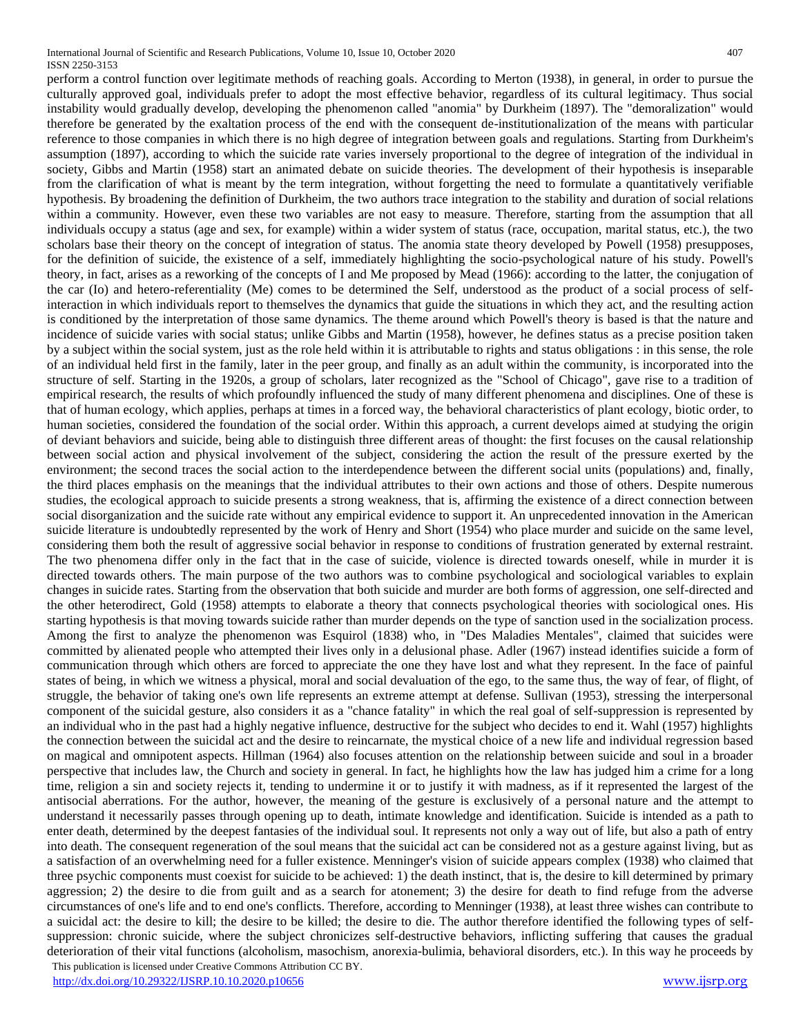perform a control function over legitimate methods of reaching goals. According to Merton (1938), in general, in order to pursue the culturally approved goal, individuals prefer to adopt the most effective behavior, regardless of its cultural legitimacy. Thus social instability would gradually develop, developing the phenomenon called "anomia" by Durkheim (1897). The "demoralization" would therefore be generated by the exaltation process of the end with the consequent de-institutionalization of the means with particular reference to those companies in which there is no high degree of integration between goals and regulations. Starting from Durkheim's assumption (1897), according to which the suicide rate varies inversely proportional to the degree of integration of the individual in society, Gibbs and Martin (1958) start an animated debate on suicide theories. The development of their hypothesis is inseparable from the clarification of what is meant by the term integration, without forgetting the need to formulate a quantitatively verifiable hypothesis. By broadening the definition of Durkheim, the two authors trace integration to the stability and duration of social relations within a community. However, even these two variables are not easy to measure. Therefore, starting from the assumption that all individuals occupy a status (age and sex, for example) within a wider system of status (race, occupation, marital status, etc.), the two scholars base their theory on the concept of integration of status. The anomia state theory developed by Powell (1958) presupposes, for the definition of suicide, the existence of a self, immediately highlighting the socio-psychological nature of his study. Powell's theory, in fact, arises as a reworking of the concepts of I and Me proposed by Mead (1966): according to the latter, the conjugation of the car (Io) and hetero-referentiality (Me) comes to be determined the Self, understood as the product of a social process of self-interaction in which individuals report to themselves the dynamics that guide the situations in which they act, and the resulting action is conditioned by the interpretation of those same dynamics. The theme around which Powell's theory is based is that the nature and incidence of suicide varies with social status; unlike Gibbs and Martin (1958), however, he defines status as a precise position taken by a subject within the social system, just as the role held within it is attributable to rights and status obligations : in this sense, the role of an individual held first in the family, later in the peer group, and finally as an adult within the community, is incorporated into the structure of self. Starting in the 1920s, a group of scholars, later recognized as the "School of Chicago", gave rise to a tradition of empirical research, the results of which profoundly influenced the study of many different phenomena and disciplines. One of these is that of human ecology, which applies, perhaps at times in a forced way, the behavioral characteristics of plant ecology, biotic order, to human societies, considered the foundation of the social order. Within this approach, a current develops aimed at studying the origin of deviant behaviors and suicide, being able to distinguish three different areas of thought: the first focuses on the causal relationship between social action and physical involvement of the subject, considering the action the result of the pressure exerted by the environment; the second traces the social action to the interdependence between the different social units (populations) and, finally, the third places emphasis on the meanings that the individual attributes to their own actions and those of others. Despite numerous studies, the ecological approach to suicide presents a strong weakness, that is, affirming the existence of a direct connection between social disorganization and the suicide rate without any empirical evidence to support it. An unprecedented innovation in the American suicide literature is undoubtedly represented by the work of Henry and Short (1954) who place murder and suicide on the same level, considering them both the result of aggressive social behavior in response to conditions of frustration generated by external restraint. The two phenomena differ only in the fact that in the case of suicide, violence is directed towards oneself, while in murder it is directed towards others. The main purpose of the two authors was to combine psychological and sociological variables to explain changes in suicide rates. Starting from the observation that both suicide and murder are both forms of aggression, one self-directed and the other heterodirect, Gold (1958) attempts to elaborate a theory that connects psychological theories with sociological ones. His starting hypothesis is that moving towards suicide rather than murder depends on the type of sanction used in the socialization process. Among the first to analyze the phenomenon was Esquirol (1838) who, in "Des Maladies Mentales", claimed that suicides were committed by alienated people who attempted their lives only in a delusional phase. Adler (1967) instead identifies suicide a form of communication through which others are forced to appreciate the one they have lost and what they represent. In the face of painful states of being, in which we witness a physical, moral and social devaluation of the ego, to the same thus, the way of fear, of flight, of struggle, the behavior of taking one's own life represents an extreme attempt at defense. Sullivan (1953), stressing the interpersonal component of the suicidal gesture, also considers it as a "chance fatality" in which the real goal of self-suppression is represented by an individual who in the past had a highly negative influence, destructive for the subject who decides to end it. Wahl (1957) highlights the connection between the suicidal act and the desire to reincarnate, the mystical choice of a new life and individual regression based on magical and omnipotent aspects. Hillman (1964) also focuses attention on the relationship between suicide and soul in a broader perspective that includes law, the Church and society in general. In fact, he highlights how the law has judged him a crime for a long time, religion a sin and society rejects it, tending to undermine it or to justify it with madness, as if it represented the largest of the antisocial aberrations. For the author, however, the meaning of the gesture is exclusively of a personal nature and the attempt to understand it necessarily passes through opening up to death, intimate knowledge and identification. Suicide is intended as a path to enter death, determined by the deepest fantasies of the individual soul. It represents not only a way out of life, but also a path of entry into death. The consequent regeneration of the soul means that the suicidal act can be considered not as a gesture against living, but as a satisfaction of an overwhelming need for a fuller existence. Menninger's vision of suicide appears complex (1938) who claimed that three psychic components must coexist for suicide to be achieved: 1) the death instinct, that is, the desire to kill determined by primary aggression; 2) the desire to die from guilt and as a search for atonement; 3) the desire for death to find refuge from the adverse circumstances of one's life and to end one's conflicts. Therefore, according to Menninger (1938), at least three wishes can contribute to a suicidal act: the desire to kill; the desire to be killed; the desire to die. The author therefore identified the following types of self-suppression: chronic suicide, where the subject chronicizes self-destructive behaviors, inflicting suffering that causes the gradual deterioration of their vital functions (alcoholism, masochism, anorexia-bulimia, behavioral disorders, etc.). In this way he proceeds by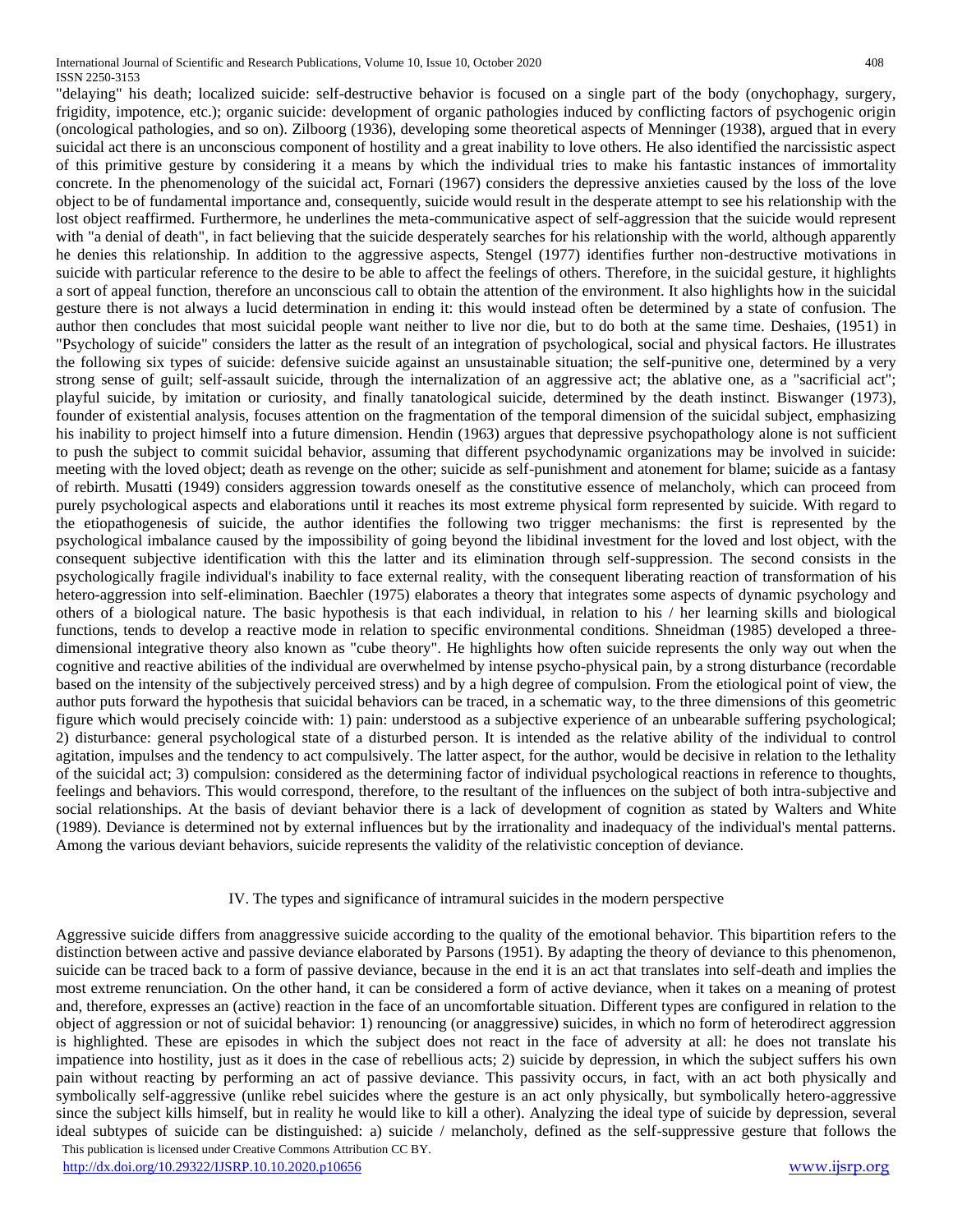"delaying" his death; localized suicide: self-destructive behavior is focused on a single part of the body (onychophagy, surgery, frigidity, impotence, etc.); organic suicide: development of organic pathologies induced by conflicting factors of psychogenic origin (oncological pathologies, and so on). Zilboorg (1936), developing some theoretical aspects of Menninger (1938), argued that in every suicidal act there is an unconscious component of hostility and a great inability to love others. He also identified the narcissistic aspect of this primitive gesture by considering it a means by which the individual tries to make his fantastic instances of immortality concrete. In the phenomenology of the suicidal act, Fornari (1967) considers the depressive anxieties caused by the loss of the love object to be of fundamental importance and, consequently, suicide would result in the desperate attempt to see his relationship with the lost object reaffirmed. Furthermore, he underlines the meta-communicative aspect of self-aggression that the suicide would represent with "a denial of death", in fact believing that the suicide desperately searches for his relationship with the world, although apparently he denies this relationship. In addition to the aggressive aspects, Stengel (1977) identifies further non-destructive motivations in suicide with particular reference to the desire to be able to affect the feelings of others. Therefore, in the suicidal gesture, it highlights a sort of appeal function, therefore an unconscious call to obtain the attention of the environment. It also highlights how in the suicidal gesture there is not always a lucid determination in ending it: this would instead often be determined by a state of confusion. The author then concludes that most suicidal people want neither to live nor die, but to do both at the same time. Deshaies, (1951) in "Psychology of suicide" considers the latter as the result of an integration of psychological, social and physical factors. He illustrates the following six types of suicide: defensive suicide against an unsustainable situation; the self-punitive one, determined by a very strong sense of guilt; self-assault suicide, through the internalization of an aggressive act; the ablative one, as a "sacrificial act"; playful suicide, by imitation or curiosity, and finally tanatological suicide, determined by the death instinct. Biswanger (1973), founder of existential analysis, focuses attention on the fragmentation of the temporal dimension of the suicidal subject, emphasizing his inability to project himself into a future dimension. Hendin (1963) argues that depressive psychopathology alone is not sufficient to push the subject to commit suicidal behavior, assuming that different psychodynamic organizations may be involved in suicide: meeting with the loved object; death as revenge on the other; suicide as self-punishment and atonement for blame; suicide as a fantasy of rebirth. Musatti (1949) considers aggression towards oneself as the constitutive essence of melancholy, which can proceed from purely psychological aspects and elaborations until it reaches its most extreme physical form represented by suicide. With regard to the etiopathogenesis of suicide, the author identifies the following two trigger mechanisms: the first is represented by the psychological imbalance caused by the impossibility of going beyond the libidinal investment for the loved and lost object, with the consequent subjective identification with this the latter and its elimination through self-suppression. The second consists in the psychologically fragile individual's inability to face external reality, with the consequent liberating reaction of transformation of his hetero-aggression into self-elimination. Baechler (1975) elaborates a theory that integrates some aspects of dynamic psychology and others of a biological nature. The basic hypothesis is that each individual, in relation to his / her learning skills and biological functions, tends to develop a reactive mode in relation to specific environmental conditions. Shneidman (1985) developed a three-dimensional integrative theory also known as "cube theory". He highlights how often suicide represents the only way out when the cognitive and reactive abilities of the individual are overwhelmed by intense psycho-physical pain, by a strong disturbance (recordable based on the intensity of the subjectively perceived stress) and by a high degree of compulsion. From the etiological point of view, the author puts forward the hypothesis that suicidal behaviors can be traced, in a schematic way, to the three dimensions of this geometric figure which would precisely coincide with: 1) pain: understood as a subjective experience of an unbearable suffering psychological; 2) disturbance: general psychological state of a disturbed person. It is intended as the relative ability of the individual to control agitation, impulses and the tendency to act compulsively. The latter aspect, for the author, would be decisive in relation to the lethality of the suicidal act; 3) compulsion: considered as the determining factor of individual psychological reactions in reference to thoughts, feelings and behaviors. This would correspond, therefore, to the resultant of the influences on the subject of both intra-subjective and social relationships. At the basis of deviant behavior there is a lack of development of cognition as stated by Walters and White (1989). Deviance is determined not by external influences but by the irrationality and inadequacy of the individual's mental patterns. Among the various deviant behaviors, suicide represents the validity of the relativistic conception of deviance.

## IV. The types and significance of intramural suicides in the modern perspective

Aggressive suicide differs from anaggressive suicide according to the quality of the emotional behavior. This bipartition refers to the distinction between active and passive deviance elaborated by Parsons (1951). By adapting the theory of deviance to this phenomenon, suicide can be traced back to a form of passive deviance, because in the end it is an act that translates into self-death and implies the most extreme renunciation. On the other hand, it can be considered a form of active deviance, when it takes on a meaning of protest and, therefore, expresses an (active) reaction in the face of an uncomfortable situation. Different types are configured in relation to the object of aggression or not of suicidal behavior: 1) renouncing (or anaggressive) suicides, in which no form of heterodirect aggression is highlighted. These are episodes in which the subject does not react in the face of adversity at all: he does not translate his impatience into hostility, just as it does in the case of rebellious acts; 2) suicide by depression, in which the subject suffers his own pain without reacting by performing an act of passive deviance. This passivity occurs, in fact, with an act both physically and symbolically self-aggressive (unlike rebel suicides where the gesture is an act only physically, but symbolically hetero-aggressive since the subject kills himself, but in reality he would like to kill a other). Analyzing the ideal type of suicide by depression, several ideal subtypes of suicide can be distinguished: a) suicide / melancholy, defined as the self-suppressive gesture that follows the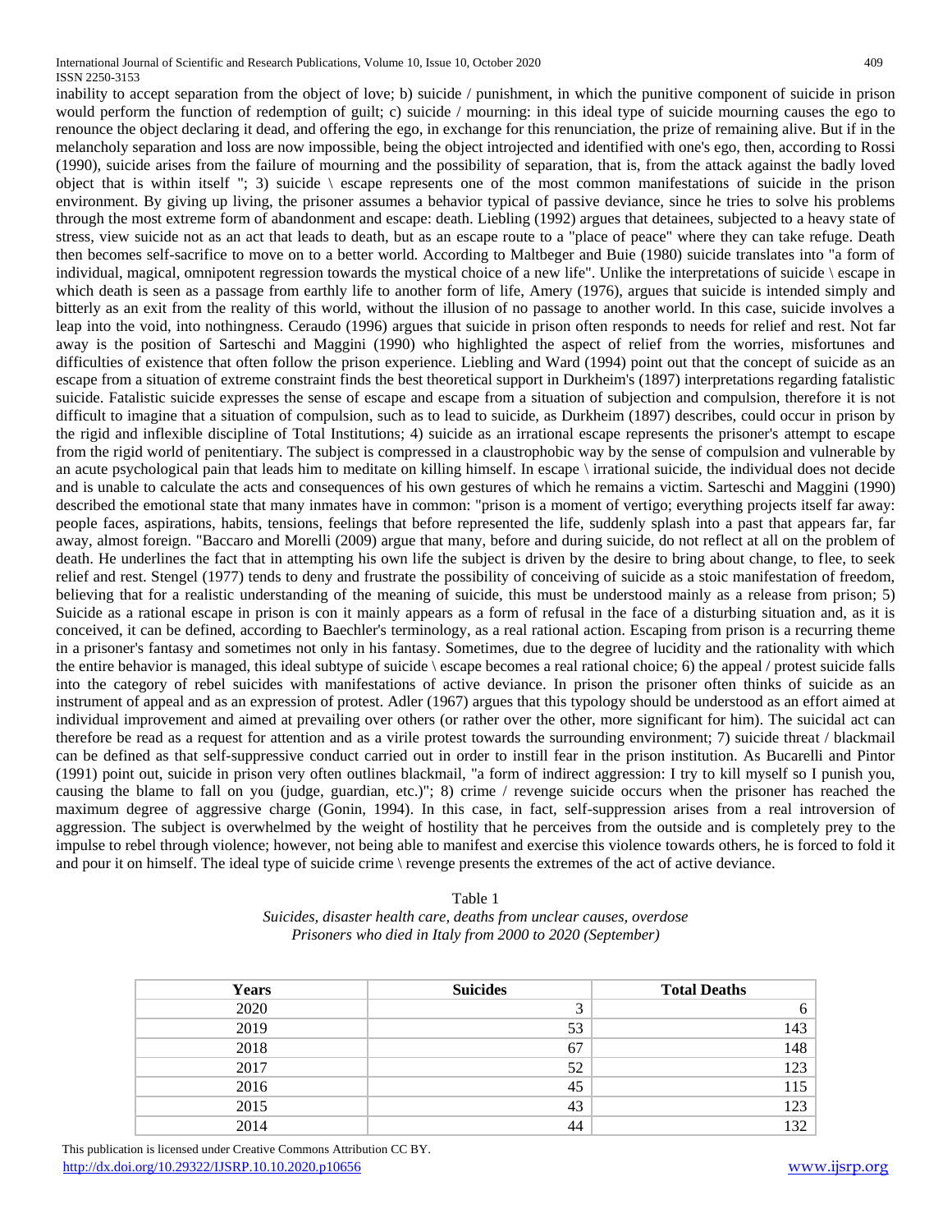inability to accept separation from the object of love; b) suicide / punishment, in which the punitive component of suicide in prison would perform the function of redemption of guilt; c) suicide / mourning: in this ideal type of suicide mourning causes the ego to renounce the object declaring it dead, and offering the ego, in exchange for this renunciation, the prize of remaining alive. But if in the melancholy separation and loss are now impossible, being the object introjected and identified with one's ego, then, according to Rossi (1990), suicide arises from the failure of mourning and the possibility of separation, that is, from the attack against the badly loved object that is within itself "; 3) suicide \ escape represents one of the most common manifestations of suicide in the prison environment. By giving up living, the prisoner assumes a behavior typical of passive deviance, since he tries to solve his problems through the most extreme form of abandonment and escape: death. Liebling (1992) argues that detainees, subjected to a heavy state of stress, view suicide not as an act that leads to death, but as an escape route to a "place of peace" where they can take refuge. Death then becomes self-sacrifice to move on to a better world. According to Maltbeger and Buie (1980) suicide translates into "a form of individual, magical, omnipotent regression towards the mystical choice of a new life". Unlike the interpretations of suicide \ escape in which death is seen as a passage from earthly life to another form of life, Amery (1976), argues that suicide is intended simply and bitterly as an exit from the reality of this world, without the illusion of no passage to another world. In this case, suicide involves a leap into the void, into nothingness. Ceraudo (1996) argues that suicide in prison often responds to needs for relief and rest. Not far away is the position of Sarteschi and Maggini (1990) who highlighted the aspect of relief from the worries, misfortunes and difficulties of existence that often follow the prison experience. Liebling and Ward (1994) point out that the concept of suicide as an escape from a situation of extreme constraint finds the best theoretical support in Durkheim's (1897) interpretations regarding fatalistic suicide. Fatalistic suicide expresses the sense of escape and escape from a situation of subjection and compulsion, therefore it is not difficult to imagine that a situation of compulsion, such as to lead to suicide, as Durkheim (1897) describes, could occur in prison by the rigid and inflexible discipline of Total Institutions; 4) suicide as an irrational escape represents the prisoner's attempt to escape from the rigid world of penitentiary. The subject is compressed in a claustrophobic way by the sense of compulsion and vulnerable by an acute psychological pain that leads him to meditate on killing himself. In escape \ irrational suicide, the individual does not decide and is unable to calculate the acts and consequences of his own gestures of which he remains a victim. Sarteschi and Maggini (1990) described the emotional state that many inmates have in common: "prison is a moment of vertigo; everything projects itself far away: people faces, aspirations, habits, tensions, feelings that before represented the life, suddenly splash into a past that appears far, far away, almost foreign. "Baccaro and Morelli (2009) argue that many, before and during suicide, do not reflect at all on the problem of death. He underlines the fact that in attempting his own life the subject is driven by the desire to bring about change, to flee, to seek relief and rest. Stengel (1977) tends to deny and frustrate the possibility of conceiving of suicide as a stoic manifestation of freedom, believing that for a realistic understanding of the meaning of suicide, this must be understood mainly as a release from prison; 5) Suicide as a rational escape in prison is con it mainly appears as a form of refusal in the face of a disturbing situation and, as it is conceived, it can be defined, according to Baechler's terminology, as a real rational action. Escaping from prison is a recurring theme in a prisoner's fantasy and sometimes not only in his fantasy. Sometimes, due to the degree of lucidity and the rationality with which the entire behavior is managed, this ideal subtype of suicide \ escape becomes a real rational choice; 6) the appeal / protest suicide falls into the category of rebel suicides with manifestations of active deviance. In prison the prisoner often thinks of suicide as an instrument of appeal and as an expression of protest. Adler (1967) argues that this typology should be understood as an effort aimed at individual improvement and aimed at prevailing over others (or rather over the other, more significant for him). The suicidal act can therefore be read as a request for attention and as a virile protest towards the surrounding environment; 7) suicide threat / blackmail can be defined as that self-suppressive conduct carried out in order to instill fear in the prison institution. As Bucarelli and Pintor (1991) point out, suicide in prison very often outlines blackmail, "a form of indirect aggression: I try to kill myself so I punish you, causing the blame to fall on you (judge, guardian, etc.)"; 8) crime / revenge suicide occurs when the prisoner has reached the maximum degree of aggressive charge (Gonin, 1994). In this case, in fact, self-suppression arises from a real introversion of aggression. The subject is overwhelmed by the weight of hostility that he perceives from the outside and is completely prey to the impulse to rebel through violence; however, not being able to manifest and exercise this violence towards others, he is forced to fold it and pour it on himself. The ideal type of suicide crime \ revenge presents the extremes of the act of active deviance.

Table 1
*Suicides, disaster health care, deaths from unclear causes, overdose*
*Prisoners who died in Italy from 2000 to 2020 (September)*

| Years | Suicides | Total Deaths |
|---|---|---|
| 2020 | 3 | 6 |
| 2019 | 53 | 143 |
| 2018 | 67 | 148 |
| 2017 | 52 | 123 |
| 2016 | 45 | 115 |
| 2015 | 43 | 123 |
| 2014 | 44 | 132 |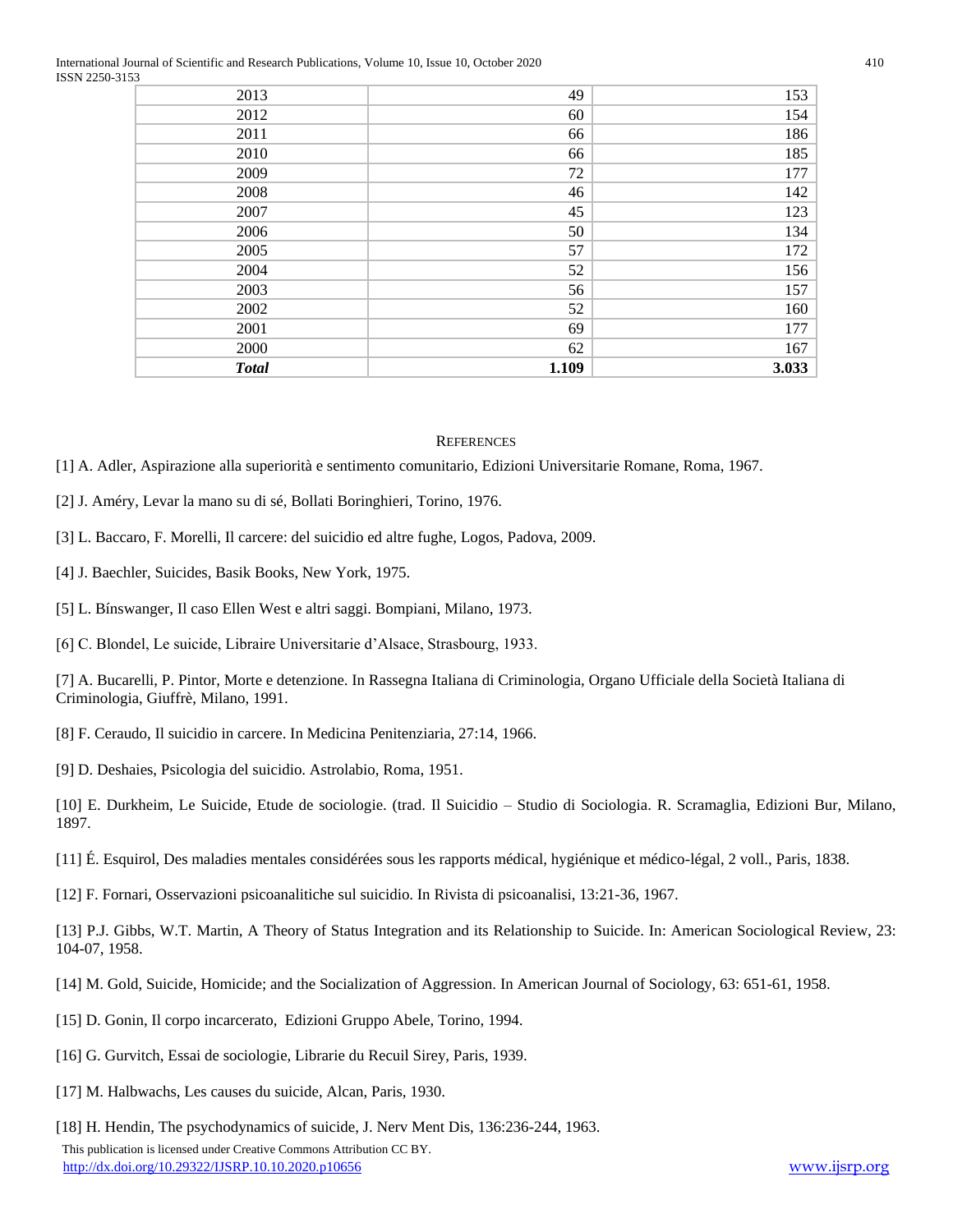| | | |
|---|---|---|
| 2013 | 49 | 153 |
| 2012 | 60 | 154 |
| 2011 | 66 | 186 |
| 2010 | 66 | 185 |
| 2009 | 72 | 177 |
| 2008 | 46 | 142 |
| 2007 | 45 | 123 |
| 2006 | 50 | 134 |
| 2005 | 57 | 172 |
| 2004 | 52 | 156 |
| 2003 | 56 | 157 |
| 2002 | 52 | 160 |
| 2001 | 69 | 177 |
| 2000 | 62 | 167 |
| ***Total*** | **1.109** | **3.033** |

## References

[1] A. Adler, Aspirazione alla superiorità e sentimento comunitario, Edizioni Universitarie Romane, Roma, 1967.

[2] J. Améry, Levar la mano su di sé, Bollati Boringhieri, Torino, 1976.

[3] L. Baccaro, F. Morelli, Il carcere: del suicidio ed altre fughe, Logos, Padova, 2009.

[4] J. Baechler, Suicides, Basik Books, New York, 1975.

[5] L. Bínswanger, Il caso Ellen West e altri saggi. Bompiani, Milano, 1973.

[6] C. Blondel, Le suicide, Libraire Universitarie d'Alsace, Strasbourg, 1933.

[7] A. Bucarelli, P. Pintor, Morte e detenzione. In Rassegna Italiana di Criminologia, Organo Ufficiale della Società Italiana di Criminologia, Giuffrè, Milano, 1991.

[8] F. Ceraudo, Il suicidio in carcere. In Medicina Penitenziaria, 27:14, 1966.

[9] D. Deshaies, Psicologia del suicidio. Astrolabio, Roma, 1951.

[10] E. Durkheim, Le Suicide, Etude de sociologie. (trad. Il Suicidio – Studio di Sociologia. R. Scramaglia, Edizioni Bur, Milano, 1897.

[11] É. Esquirol, Des maladies mentales considérées sous les rapports médical, hygiénique et médico-légal, 2 voll., Paris, 1838.

[12] F. Fornari, Osservazioni psicoanalitiche sul suicidio. In Rivista di psicoanalisi, 13:21-36, 1967.

[13] P.J. Gibbs, W.T. Martin, A Theory of Status Integration and its Relationship to Suicide. In: American Sociological Review, 23: 104-07, 1958.

[14] M. Gold, Suicide, Homicide; and the Socialization of Aggression. In American Journal of Sociology, 63: 651-61, 1958.

[15] D. Gonin, Il corpo incarcerato, Edizioni Gruppo Abele, Torino, 1994.

[16] G. Gurvitch, Essai de sociologie, Librarie du Recuil Sirey, Paris, 1939.

[17] M. Halbwachs, Les causes du suicide, Alcan, Paris, 1930.

[18] H. Hendin, The psychodynamics of suicide, J. Nerv Ment Dis, 136:236-244, 1963.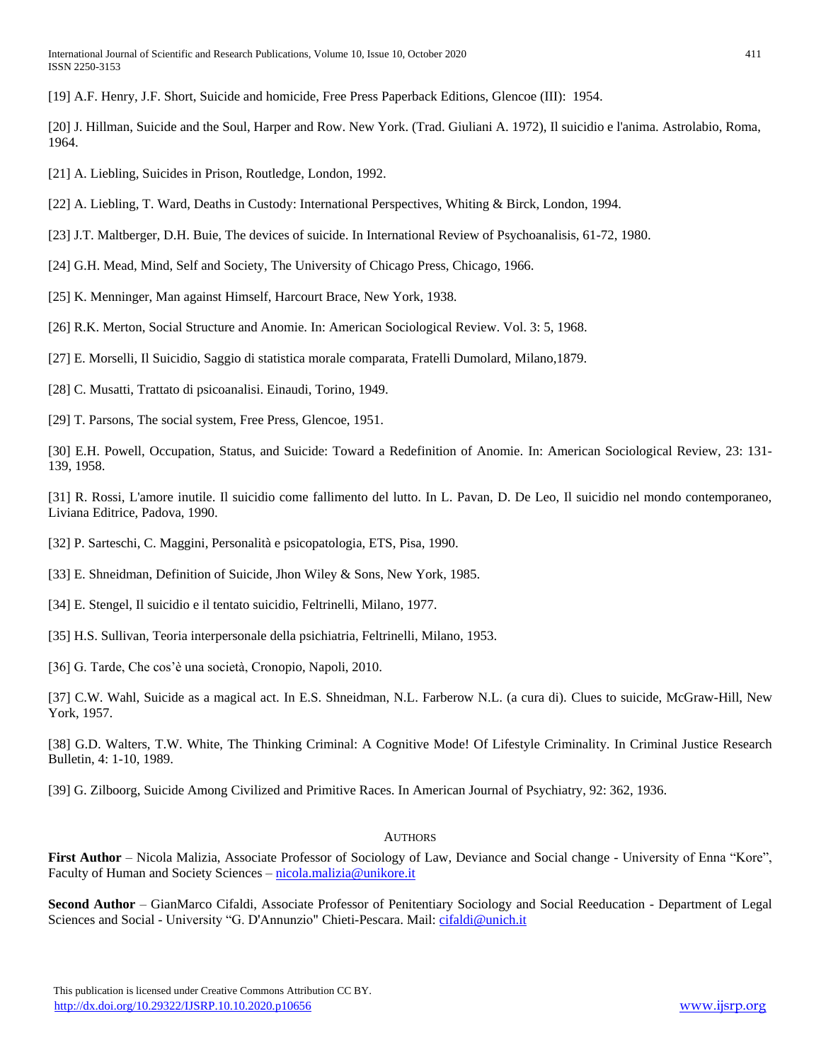[19] A.F. Henry, J.F. Short, Suicide and homicide, Free Press Paperback Editions, Glencoe (III): 1954.

[20] J. Hillman, Suicide and the Soul, Harper and Row. New York. (Trad. Giuliani A. 1972), Il suicidio e l'anima. Astrolabio, Roma, 1964.

[21] A. Liebling, Suicides in Prison, Routledge, London, 1992.

[22] A. Liebling, T. Ward, Deaths in Custody: International Perspectives, Whiting & Birck, London, 1994.

[23] J.T. Maltberger, D.H. Buie, The devices of suicide. In International Review of Psychoanalisis, 61-72, 1980.

[24] G.H. Mead, Mind, Self and Society, The University of Chicago Press, Chicago, 1966.

[25] K. Menninger, Man against Himself, Harcourt Brace, New York, 1938.

[26] R.K. Merton, Social Structure and Anomie. In: American Sociological Review. Vol. 3: 5, 1968.

[27] E. Morselli, Il Suicidio, Saggio di statistica morale comparata, Fratelli Dumolard, Milano,1879.

[28] C. Musatti, Trattato di psicoanalisi. Einaudi, Torino, 1949.

[29] T. Parsons, The social system, Free Press, Glencoe, 1951.

[30] E.H. Powell, Occupation, Status, and Suicide: Toward a Redefinition of Anomie. In: American Sociological Review, 23: 131-139, 1958.

[31] R. Rossi, L'amore inutile. Il suicidio come fallimento del lutto. In L. Pavan, D. De Leo, Il suicidio nel mondo contemporaneo, Liviana Editrice, Padova, 1990.

[32] P. Sarteschi, C. Maggini, Personalità e psicopatologia, ETS, Pisa, 1990.

[33] E. Shneidman, Definition of Suicide, Jhon Wiley & Sons, New York, 1985.

[34] E. Stengel, Il suicidio e il tentato suicidio, Feltrinelli, Milano, 1977.

[35] H.S. Sullivan, Teoria interpersonale della psichiatria, Feltrinelli, Milano, 1953.

[36] G. Tarde, Che cos'è una società, Cronopio, Napoli, 2010.

[37] C.W. Wahl, Suicide as a magical act. In E.S. Shneidman, N.L. Farberow N.L. (a cura di). Clues to suicide, McGraw-Hill, New York, 1957.

[38] G.D. Walters, T.W. White, The Thinking Criminal: A Cognitive Mode! Of Lifestyle Criminality. In Criminal Justice Research Bulletin, 4: 1-10, 1989.

[39] G. Zilboorg, Suicide Among Civilized and Primitive Races. In American Journal of Psychiatry, 92: 362, 1936.

## Authors

**First Author** – Nicola Malizia, Associate Professor of Sociology of Law, Deviance and Social change - University of Enna "Kore", Faculty of Human and Society Sciences – nicola.malizia@unikore.it

**Second Author** – GianMarco Cifaldi, Associate Professor of Penitentiary Sociology and Social Reeducation - Department of Legal Sciences and Social - University "G. D'Annunzio" Chieti-Pescara. Mail: cifaldi@unich.it

This publication is licensed under Creative Commons Attribution CC BY.
http://dx.doi.org/10.29322/IJSRP.10.10.2020.p10656